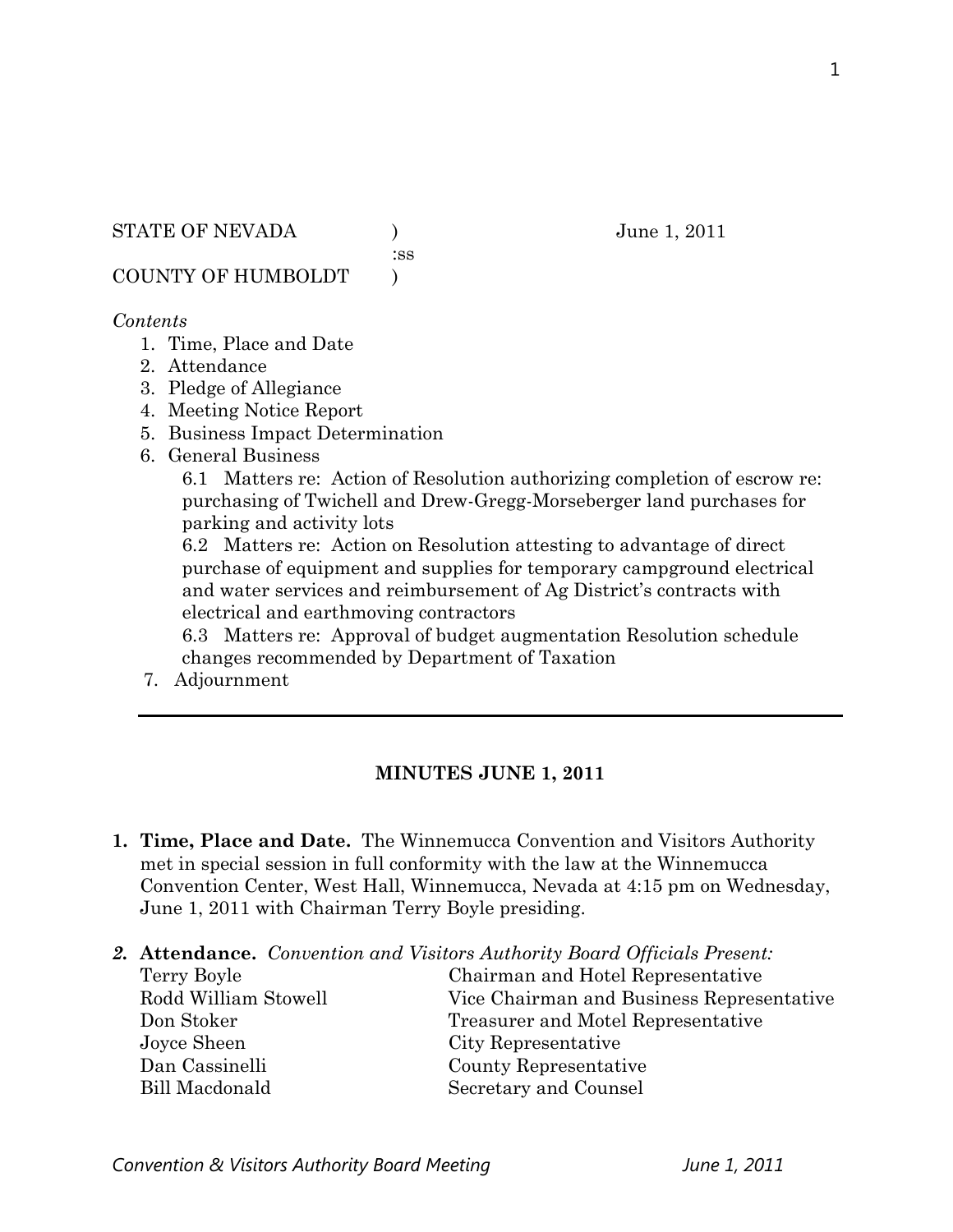STATE OF NEVADA ) June 1, 2011
:ss
COUNTY OF HUMBOLDT )

*Contents*

1. Time, Place and Date
2. Attendance
3. Pledge of Allegiance
4. Meeting Notice Report
5. Business Impact Determination
6. General Business
   6.1 Matters re: Action of Resolution authorizing completion of escrow re: purchasing of Twichell and Drew-Gregg-Morseberger land purchases for parking and activity lots
   6.2 Matters re: Action on Resolution attesting to advantage of direct purchase of equipment and supplies for temporary campground electrical and water services and reimbursement of Ag District's contracts with electrical and earthmoving contractors
   6.3 Matters re: Approval of budget augmentation Resolution schedule changes recommended by Department of Taxation
7. Adjournment

---

**MINUTES JUNE 1, 2011**

1. **Time, Place and Date.** The Winnemucca Convention and Visitors Authority met in special session in full conformity with the law at the Winnemucca Convention Center, West Hall, Winnemucca, Nevada at 4:15 pm on Wednesday, June 1, 2011 with Chairman Terry Boyle presiding.

2. **Attendance.** *Convention and Visitors Authority Board Officials Present:*

| | |
|---|---|
| Terry Boyle | Chairman and Hotel Representative |
| Rodd William Stowell | Vice Chairman and Business Representative |
| Don Stoker | Treasurer and Motel Representative |
| Joyce Sheen | City Representative |
| Dan Cassinelli | County Representative |
| Bill Macdonald | Secretary and Counsel |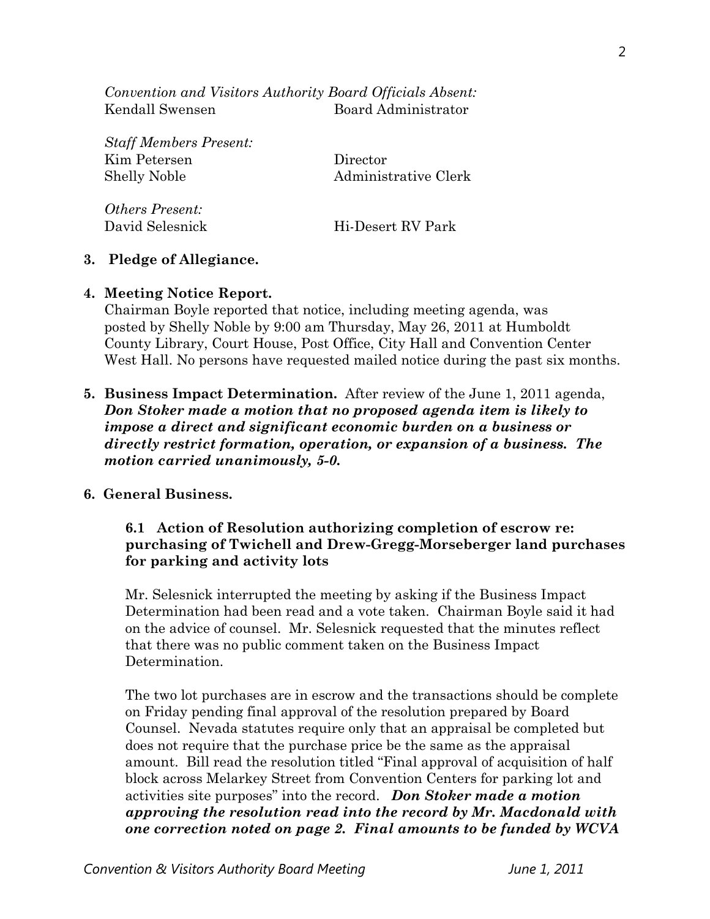*Convention and Visitors Authority Board Officials Absent:*

| | |
|---|---|
| Kendall Swensen | Board Administrator |

*Staff Members Present:*

| | |
|---|---|
| Kim Petersen | Director |
| Shelly Noble | Administrative Clerk |

*Others Present:*

| | |
|---|---|
| David Selesnick | Hi-Desert RV Park |

**3. Pledge of Allegiance.**

**4. Meeting Notice Report.**

Chairman Boyle reported that notice, including meeting agenda, was posted by Shelly Noble by 9:00 am Thursday, May 26, 2011 at Humboldt County Library, Court House, Post Office, City Hall and Convention Center West Hall. No persons have requested mailed notice during the past six months.

**5. Business Impact Determination.** After review of the June 1, 2011 agenda, ***Don Stoker made a motion that no proposed agenda item is likely to impose a direct and significant economic burden on a business or directly restrict formation, operation, or expansion of a business. The motion carried unanimously, 5-0.***

**6. General Business.**

**6.1 Action of Resolution authorizing completion of escrow re: purchasing of Twichell and Drew-Gregg-Morseberger land purchases for parking and activity lots**

Mr. Selesnick interrupted the meeting by asking if the Business Impact Determination had been read and a vote taken. Chairman Boyle said it had on the advice of counsel. Mr. Selesnick requested that the minutes reflect that there was no public comment taken on the Business Impact Determination.

The two lot purchases are in escrow and the transactions should be complete on Friday pending final approval of the resolution prepared by Board Counsel. Nevada statutes require only that an appraisal be completed but does not require that the purchase price be the same as the appraisal amount. Bill read the resolution titled "Final approval of acquisition of half block across Melarkey Street from Convention Centers for parking lot and activities site purposes" into the record. ***Don Stoker made a motion approving the resolution read into the record by Mr. Macdonald with one correction noted on page 2. Final amounts to be funded by WCVA***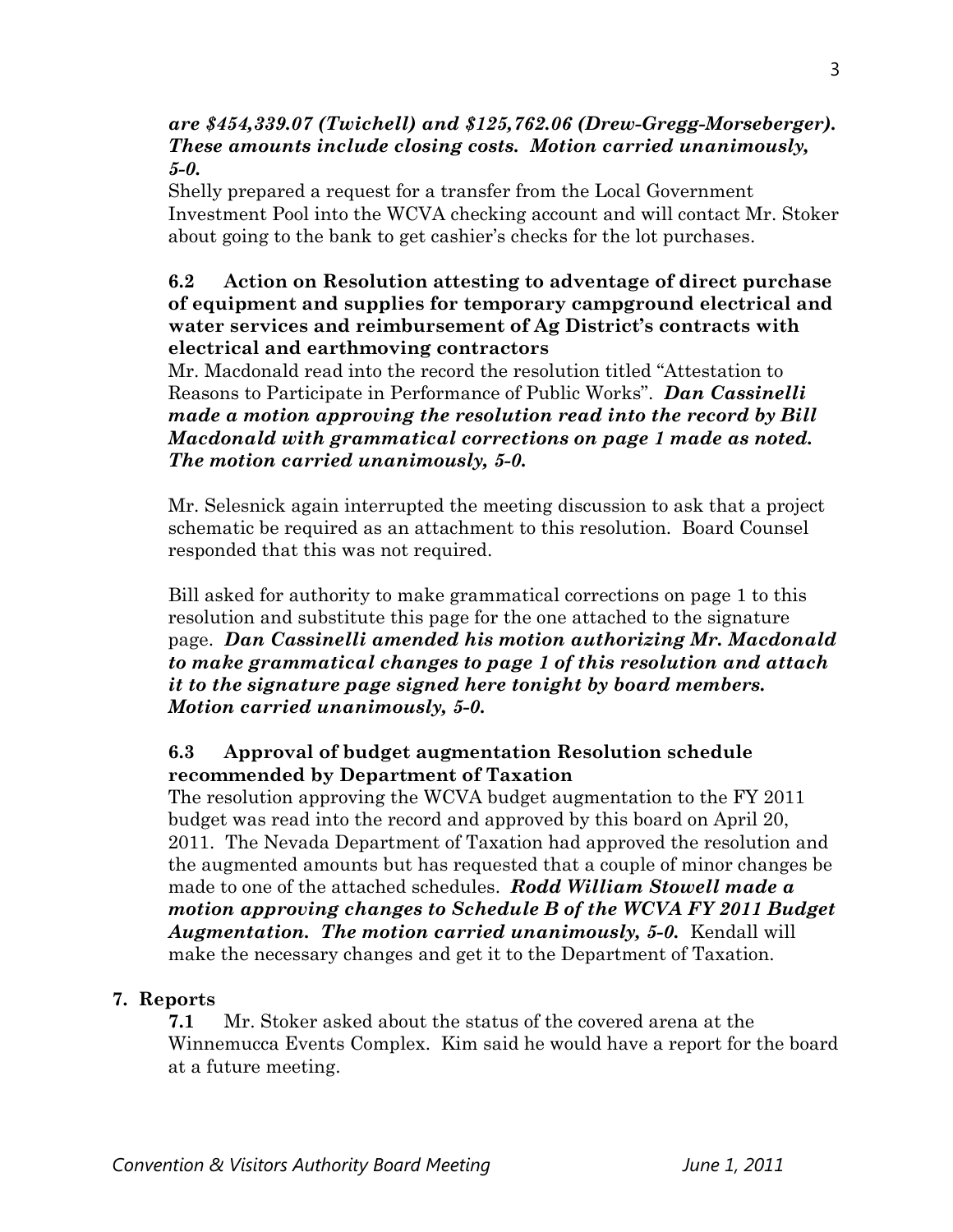***are $454,339.07 (Twichell) and $125,762.06 (Drew-Gregg-Morseberger). These amounts include closing costs. Motion carried unanimously, 5-0.***

Shelly prepared a request for a transfer from the Local Government Investment Pool into the WCVA checking account and will contact Mr. Stoker about going to the bank to get cashier's checks for the lot purchases.

**6.2 Action on Resolution attesting to adventage of direct purchase of equipment and supplies for temporary campground electrical and water services and reimbursement of Ag District's contracts with electrical and earthmoving contractors**

Mr. Macdonald read into the record the resolution titled "Attestation to Reasons to Participate in Performance of Public Works". ***Dan Cassinelli made a motion approving the resolution read into the record by Bill Macdonald with grammatical corrections on page 1 made as noted. The motion carried unanimously, 5-0.***

Mr. Selesnick again interrupted the meeting discussion to ask that a project schematic be required as an attachment to this resolution. Board Counsel responded that this was not required.

Bill asked for authority to make grammatical corrections on page 1 to this resolution and substitute this page for the one attached to the signature page. ***Dan Cassinelli amended his motion authorizing Mr. Macdonald to make grammatical changes to page 1 of this resolution and attach it to the signature page signed here tonight by board members. Motion carried unanimously, 5-0.***

**6.3 Approval of budget augmentation Resolution schedule recommended by Department of Taxation**

The resolution approving the WCVA budget augmentation to the FY 2011 budget was read into the record and approved by this board on April 20, 2011. The Nevada Department of Taxation had approved the resolution and the augmented amounts but has requested that a couple of minor changes be made to one of the attached schedules. ***Rodd William Stowell made a motion approving changes to Schedule B of the WCVA FY 2011 Budget Augmentation. The motion carried unanimously, 5-0.*** Kendall will make the necessary changes and get it to the Department of Taxation.

**7. Reports**

**7.1** Mr. Stoker asked about the status of the covered arena at the Winnemucca Events Complex. Kim said he would have a report for the board at a future meeting.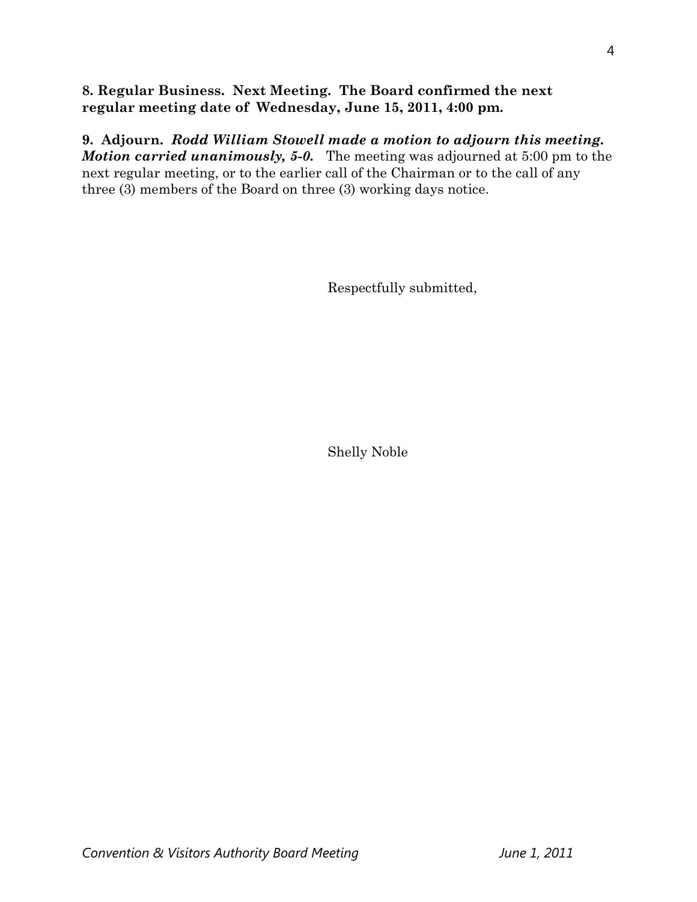**8. Regular Business. Next Meeting. The Board confirmed the next regular meeting date of Wednesday, June 15, 2011, 4:00 pm.**

**9. Adjourn.** ***Rodd William Stowell made a motion to adjourn this meeting. Motion carried unanimously, 5-0.*** The meeting was adjourned at 5:00 pm to the next regular meeting, or to the earlier call of the Chairman or to the call of any three (3) members of the Board on three (3) working days notice.

Respectfully submitted,

Shelly Noble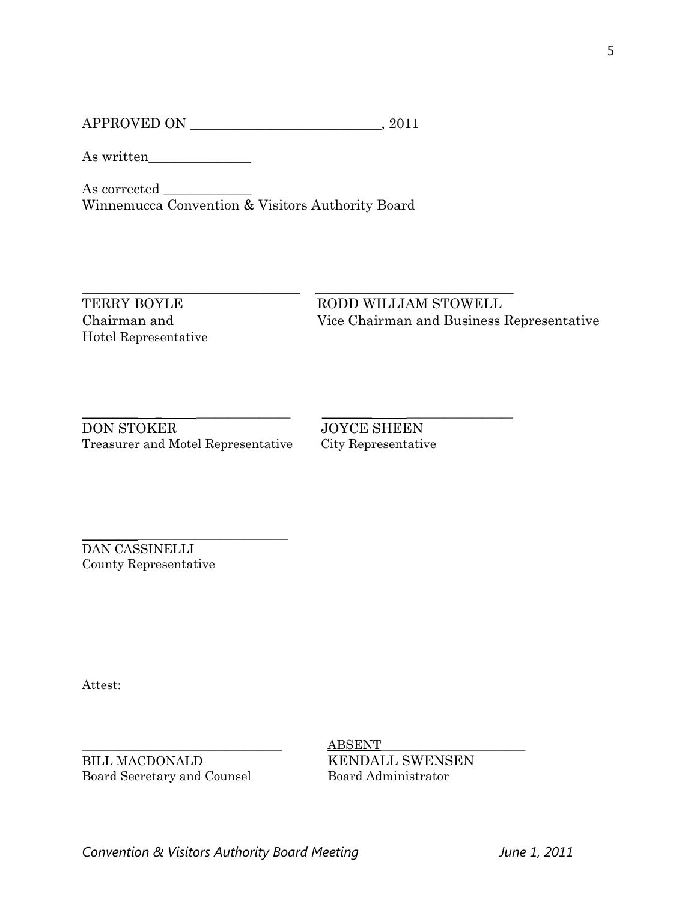APPROVED ON ____________________________, 2011

As written_______________

As corrected _____________
Winnemucca Convention & Visitors Authority Board

_________________________________
TERRY BOYLE
Chairman and
Hotel Representative

_________________________________
RODD WILLIAM STOWELL
Vice Chairman and Business Representative

_________________________________
DON STOKER
Treasurer and Motel Representative

_________________________________
JOYCE SHEEN
City Representative

_________________________________
DAN CASSINELLI
County Representative

Attest:

_________________________________
BILL MACDONALD
Board Secretary and Counsel

ABSENT_________________________
KENDALL SWENSEN
Board Administrator